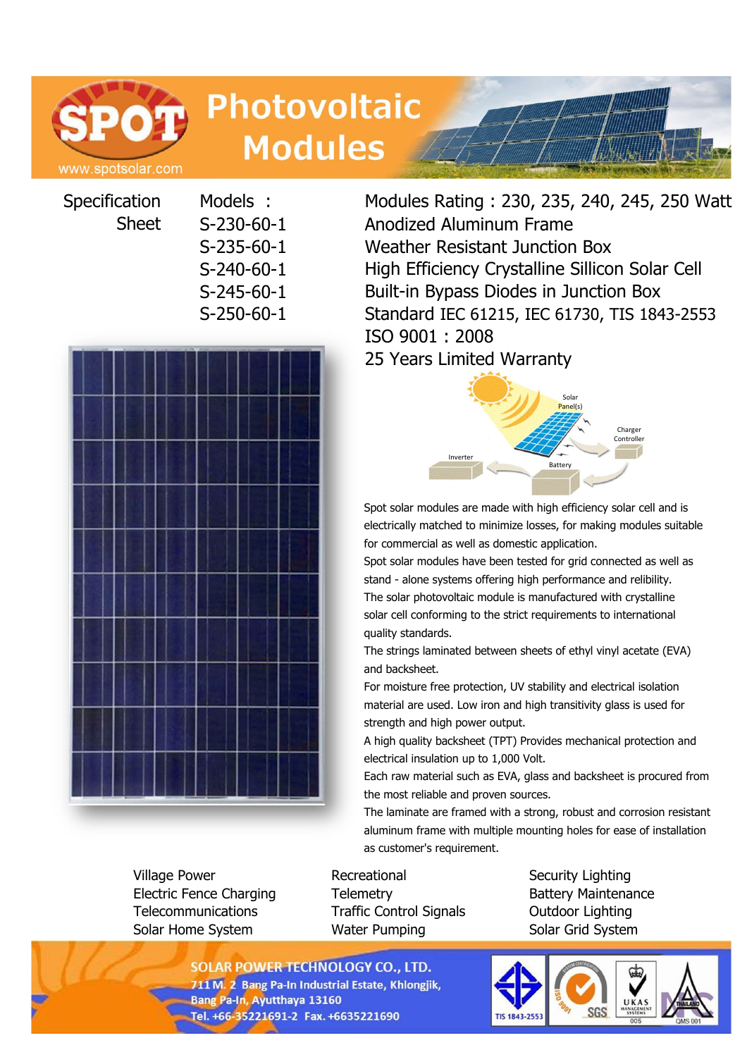# SPOT Photovoltaic Modules

www.spotsolar.com

## Specification Sheet

**Models :**
- S-230-60-1
- S-235-60-1
- S-240-60-1
- S-245-60-1
- S-250-60-1

Modules Rating : 230, 235, 240, 245, 250 Watt
Anodized Aluminum Frame
Weather Resistant Junction Box
High Efficiency Crystalline Sillicon Solar Cell
Built-in Bypass Diodes in Junction Box
Standard IEC 61215, IEC 61730, TIS 1843-2553
ISO 9001 : 2008
25 Years Limited Warranty

Solar Panel(s)
Charger Controller
Battery
Inverter

Spot solar modules are made with high efficiency solar cell and is electrically matched to minimize losses, for making modules suitable for commercial as well as domestic application.

Spot solar modules have been tested for grid connected as well as stand - alone systems offering high performance and relibility.

The solar photovoltaic module is manufactured with crystalline solar cell conforming to the strict requirements to international quality standards.

The strings laminated between sheets of ethyl vinyl acetate (EVA) and backsheet.

For moisture free protection, UV stability and electrical isolation material are used. Low iron and high transitivity glass is used for strength and high power output.

A high quality backsheet (TPT) Provides mechanical protection and electrical insulation up to 1,000 Volt.

Each raw material such as EVA, glass and backsheet is procured from the most reliable and proven sources.

The laminate are framed with a strong, robust and corrosion resistant aluminum frame with multiple mounting holes for ease of installation as customer's requirement.

| | | |
|---|---|---|
| Village Power | Recreational | Security Lighting |
| Electric Fence Charging | Telemetry | Battery Maintenance |
| Telecommunications | Traffic Control Signals | Outdoor Lighting |
| Solar Home System | Water Pumping | Solar Grid System |

**SOLAR POWER TECHNOLOGY CO., LTD.**
711 M. 2 Bang Pa-In Industrial Estate, Khlongjik,
Bang Pa-In, Ayutthaya 13160
Tel. +66-35221691-2 Fax. +6635221690

TIS 1843-2553 | ISO 9001 | SGS | UKAS MANAGEMENT SYSTEMS 005 | THAILAND QMS 001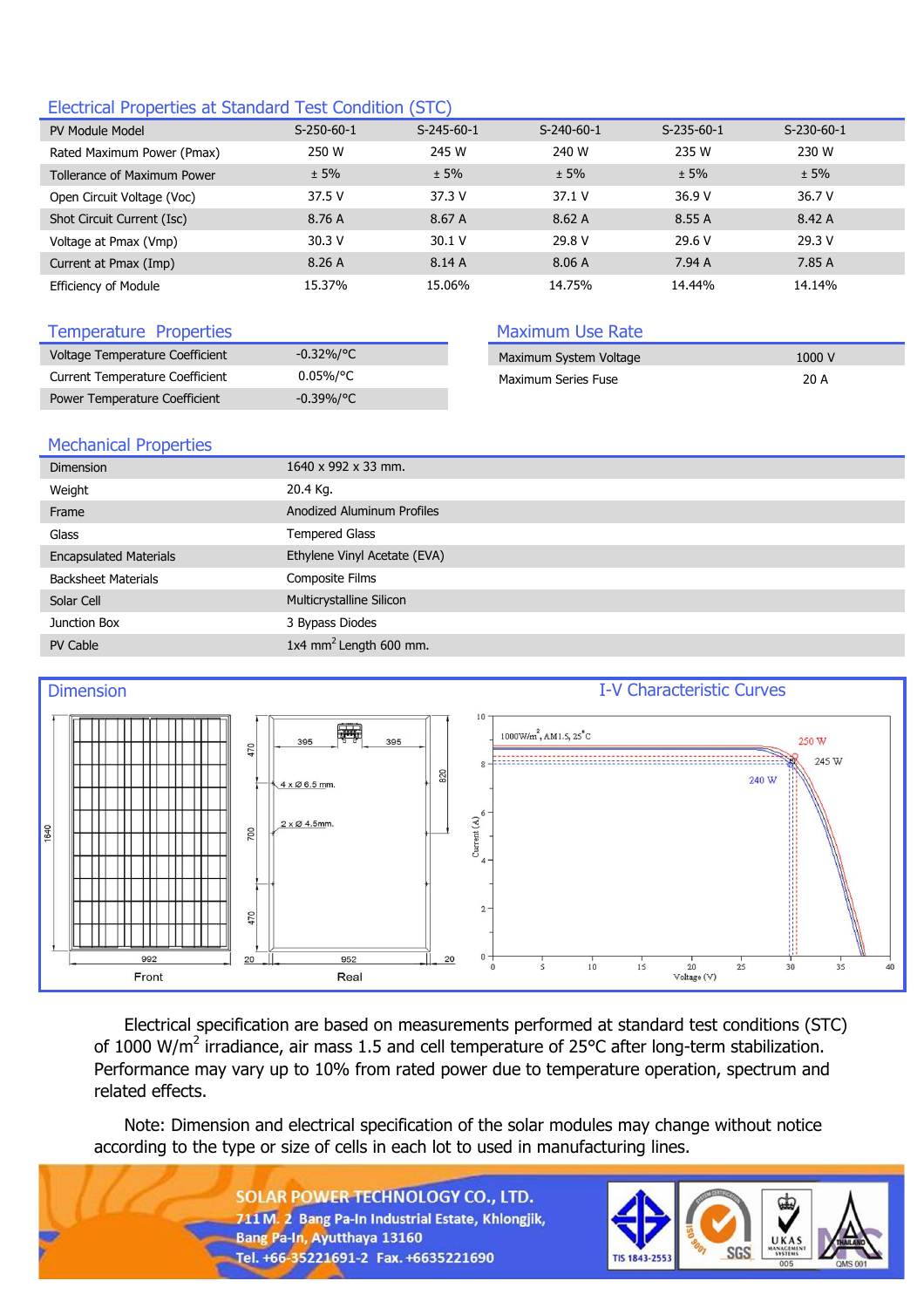## Electrical Properties at Standard Test Condition (STC)

| PV Module Model | S-250-60-1 | S-245-60-1 | S-240-60-1 | S-235-60-1 | S-230-60-1 |
|---|---|---|---|---|---|
| Rated Maximum Power (Pmax) | 250 W | 245 W | 240 W | 235 W | 230 W |
| Tollerance of Maximum Power | ± 5% | ± 5% | ± 5% | ± 5% | ± 5% |
| Open Circuit Voltage (Voc) | 37.5 V | 37.3 V | 37.1 V | 36.9 V | 36.7 V |
| Shot Circuit Current (Isc) | 8.76 A | 8.67 A | 8.62 A | 8.55 A | 8.42 A |
| Voltage at Pmax (Vmp) | 30.3 V | 30.1 V | 29.8 V | 29.6 V | 29.3 V |
| Current at Pmax (Imp) | 8.26 A | 8.14 A | 8.06 A | 7.94 A | 7.85 A |
| Efficiency of Module | 15.37% | 15.06% | 14.75% | 14.44% | 14.14% |

## Temperature Properties

| | |
|---|---|
| Voltage Temperature Coefficient | -0.32%/°C |
| Current Temperature Coefficient | 0.05%/°C |
| Power Temperature Coefficient | -0.39%/°C |

## Maximum Use Rate

| | |
|---|---|
| Maximum System Voltage | 1000 V |
| Maximum Series Fuse | 20 A |

## Mechanical Properties

| | |
|---|---|
| Dimension | 1640 x 992 x 33 mm. |
| Weight | 20.4 Kg. |
| Frame | Anodized Aluminum Profiles |
| Glass | Tempered Glass |
| Encapsulated Materials | Ethylene Vinyl Acetate (EVA) |
| Backsheet Materials | Composite Films |
| Solar Cell | Multicrystalline Silicon |
| Junction Box | 3 Bypass Diodes |
| PV Cable | 1x4 $mm^2$ Length 600 mm. |

## Dimension

1640
992
Front
470
700
470
395
395
4 x Ø 6.5 mm.
2 x Ø 4.5mm.
820
20
952
20
Real

## I-V Characteristic Curves

1000W/$m^2$, AM1.5, 25°C
250 W
245 W
240 W
Current (A)
Voltage (V)
0 2 4 6 8 10
0 5 10 15 20 25 30 35 40

Electrical specification are based on measurements performed at standard test conditions (STC) of 1000 W/$m^2$ irradiance, air mass 1.5 and cell temperature of 25°C after long-term stabilization. Performance may vary up to 10% from rated power due to temperature operation, spectrum and related effects.

Note: Dimension and electrical specification of the solar modules may change without notice according to the type or size of cells in each lot to used in manufacturing lines.

**SOLAR POWER TECHNOLOGY CO., LTD.**
711 M. 2 Bang Pa-In Industrial Estate, Khlongjik,
Bang Pa-In, Ayutthaya 13160
Tel. +66-35221691-2 Fax. +6635221690

TIS 1843-2553 | ISO 9001 SGS | UKAS MANAGEMENT SYSTEMS 005 | THAILAND QMS 001